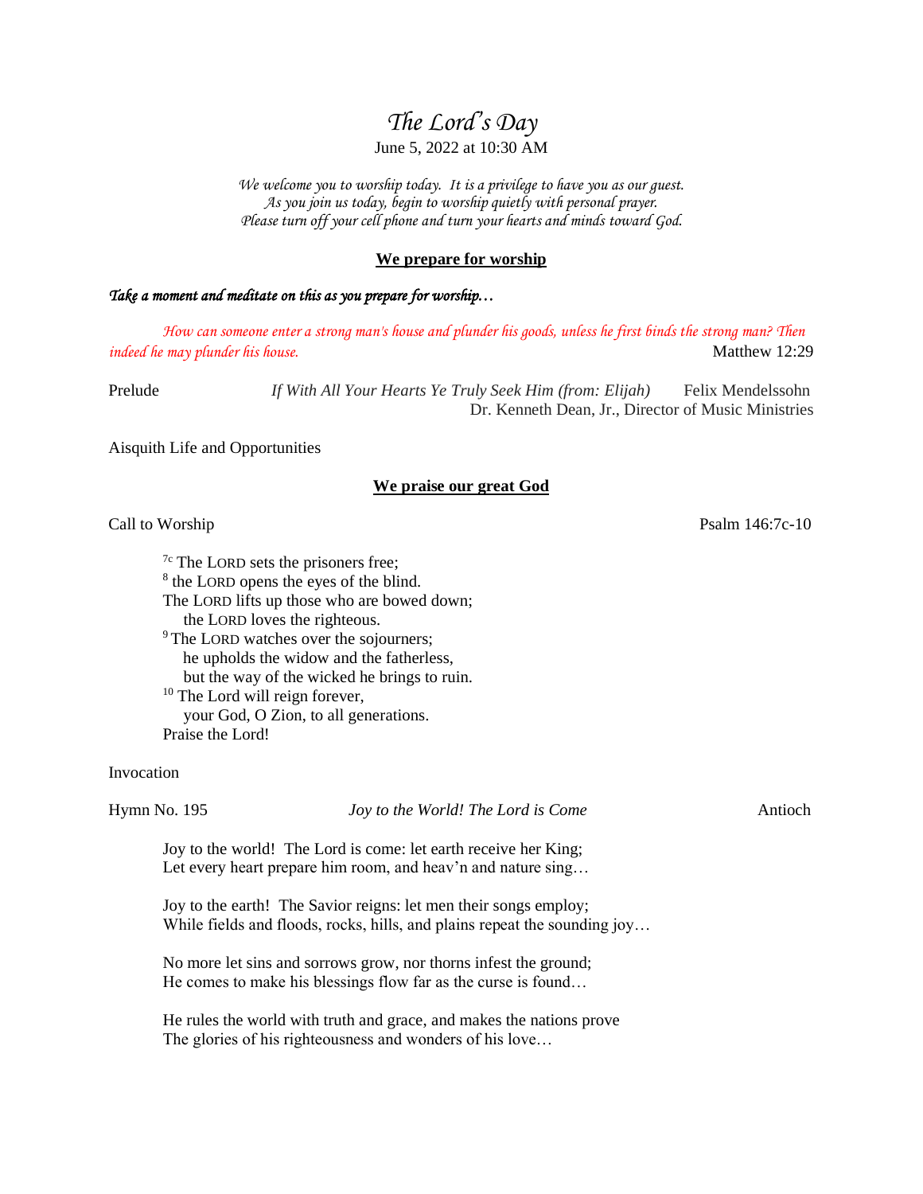# *The Lord's Day*

June 5, 2022 at 10:30 AM

*We welcome you to worship today. It is a privilege to have you as our guest.*
*As you join us today, begin to worship quietly with personal prayer.*
*Please turn off your cell phone and turn your hearts and minds toward God.*

## We prepare for worship

***Take a moment and meditate on this as you prepare for worship…***

*How can someone enter a strong man's house and plunder his goods, unless he first binds the strong man? Then indeed he may plunder his house.* Matthew 12:29

Prelude *If With All Your Hearts Ye Truly Seek Him (from: Elijah)* Felix Mendelssohn
Dr. Kenneth Dean, Jr., Director of Music Ministries

Aisquith Life and Opportunities

## We praise our great God

Call to Worship Psalm 146:7c-10

[7c] The LORD sets the prisoners free;
[8] the LORD opens the eyes of the blind.
The LORD lifts up those who are bowed down;
the LORD loves the righteous.
[9] The LORD watches over the sojourners;
he upholds the widow and the fatherless,
but the way of the wicked he brings to ruin.
[10] The Lord will reign forever,
your God, O Zion, to all generations.
Praise the Lord!

Invocation

Hymn No. 195 *Joy to the World! The Lord is Come* Antioch

Joy to the world! The Lord is come: let earth receive her King;
Let every heart prepare him room, and heav'n and nature sing…

Joy to the earth! The Savior reigns: let men their songs employ;
While fields and floods, rocks, hills, and plains repeat the sounding joy…

No more let sins and sorrows grow, nor thorns infest the ground;
He comes to make his blessings flow far as the curse is found…

He rules the world with truth and grace, and makes the nations prove
The glories of his righteousness and wonders of his love…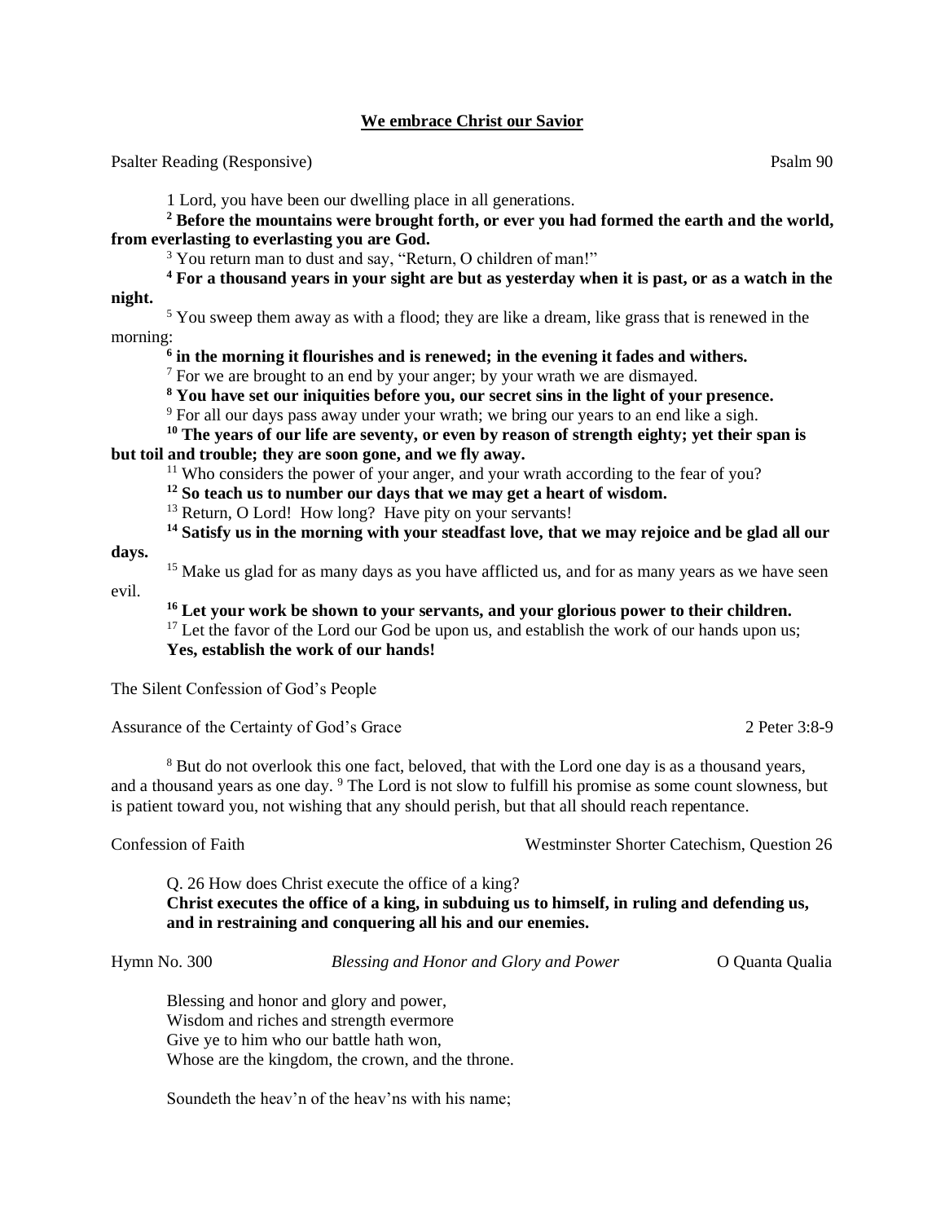**We embrace Christ our Savior**

Psalter Reading (Responsive) Psalm 90

1 Lord, you have been our dwelling place in all generations.

**2 Before the mountains were brought forth, or ever you had formed the earth and the world, from everlasting to everlasting you are God.**

3 You return man to dust and say, "Return, O children of man!"

**4 For a thousand years in your sight are but as yesterday when it is past, or as a watch in the night.**

5 You sweep them away as with a flood; they are like a dream, like grass that is renewed in the morning:

**6 in the morning it flourishes and is renewed; in the evening it fades and withers.**

7 For we are brought to an end by your anger; by your wrath we are dismayed.

**8 You have set our iniquities before you, our secret sins in the light of your presence.**

9 For all our days pass away under your wrath; we bring our years to an end like a sigh.

**10 The years of our life are seventy, or even by reason of strength eighty; yet their span is but toil and trouble; they are soon gone, and we fly away.**

11 Who considers the power of your anger, and your wrath according to the fear of you?

**12 So teach us to number our days that we may get a heart of wisdom.**

13 Return, O Lord! How long? Have pity on your servants!

**14 Satisfy us in the morning with your steadfast love, that we may rejoice and be glad all our days.**

15 Make us glad for as many days as you have afflicted us, and for as many years as we have seen evil.

**16 Let your work be shown to your servants, and your glorious power to their children.**

17 Let the favor of the Lord our God be upon us, and establish the work of our hands upon us;
**Yes, establish the work of our hands!**

The Silent Confession of God's People

Assurance of the Certainty of God's Grace 2 Peter 3:8-9

8 But do not overlook this one fact, beloved, that with the Lord one day is as a thousand years, and a thousand years as one day. 9 The Lord is not slow to fulfill his promise as some count slowness, but is patient toward you, not wishing that any should perish, but that all should reach repentance.

Confession of Faith Westminster Shorter Catechism, Question 26

Q. 26 How does Christ execute the office of a king?
**Christ executes the office of a king, in subduing us to himself, in ruling and defending us, and in restraining and conquering all his and our enemies.**

Hymn No. 300 *Blessing and Honor and Glory and Power* O Quanta Qualia

Blessing and honor and glory and power,
Wisdom and riches and strength evermore
Give ye to him who our battle hath won,
Whose are the kingdom, the crown, and the throne.

Soundeth the heav'n of the heav'ns with his name;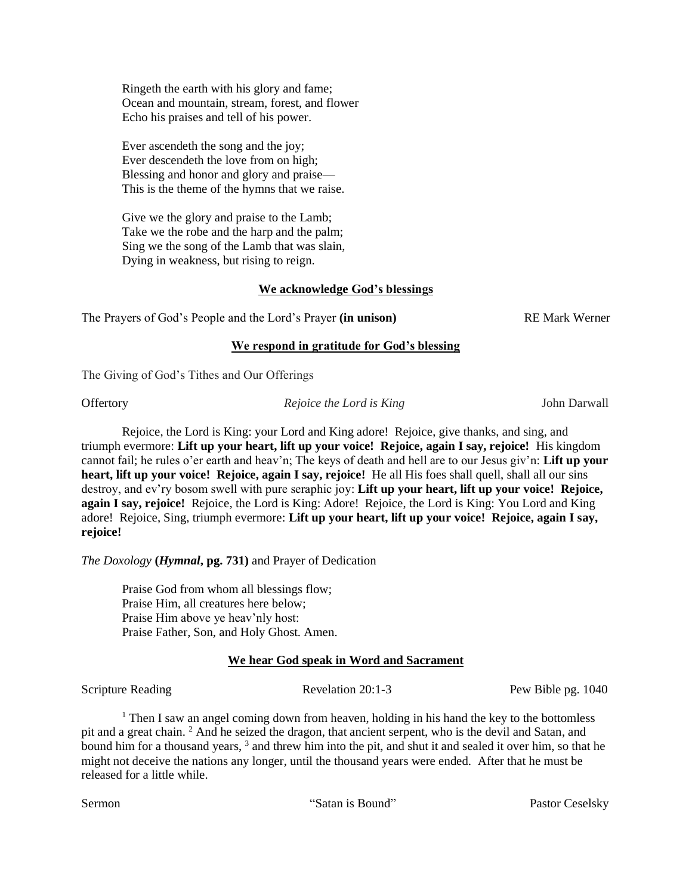Ringeth the earth with his glory and fame;
Ocean and mountain, stream, forest, and flower
Echo his praises and tell of his power.

Ever ascendeth the song and the joy;
Ever descendeth the love from on high;
Blessing and honor and glory and praise—
This is the theme of the hymns that we raise.

Give we the glory and praise to the Lamb;
Take we the robe and the harp and the palm;
Sing we the song of the Lamb that was slain,
Dying in weakness, but rising to reign.

**We acknowledge God's blessings**

The Prayers of God's People and the Lord's Prayer **(in unison)** RE Mark Werner

**We respond in gratitude for God's blessing**

The Giving of God's Tithes and Our Offerings

Offertory *Rejoice the Lord is King* John Darwall

Rejoice, the Lord is King: your Lord and King adore! Rejoice, give thanks, and sing, and triumph evermore: **Lift up your heart, lift up your voice! Rejoice, again I say, rejoice!** His kingdom cannot fail; he rules o'er earth and heav'n; The keys of death and hell are to our Jesus giv'n: **Lift up your heart, lift up your voice! Rejoice, again I say, rejoice!** He all His foes shall quell, shall all our sins destroy, and ev'ry bosom swell with pure seraphic joy: **Lift up your heart, lift up your voice! Rejoice, again I say, rejoice!** Rejoice, the Lord is King: Adore! Rejoice, the Lord is King: You Lord and King adore! Rejoice, Sing, triumph evermore: **Lift up your heart, lift up your voice! Rejoice, again I say, rejoice!**

*The Doxology* **(*Hymnal*, pg. 731)** and Prayer of Dedication

Praise God from whom all blessings flow;
Praise Him, all creatures here below;
Praise Him above ye heav'nly host:
Praise Father, Son, and Holy Ghost. Amen.

**We hear God speak in Word and Sacrament**

Scripture Reading Revelation 20:1-3 Pew Bible pg. 1040

[1] Then I saw an angel coming down from heaven, holding in his hand the key to the bottomless pit and a great chain. [2] And he seized the dragon, that ancient serpent, who is the devil and Satan, and bound him for a thousand years, [3] and threw him into the pit, and shut it and sealed it over him, so that he might not deceive the nations any longer, until the thousand years were ended. After that he must be released for a little while.

Sermon "Satan is Bound" Pastor Ceselsky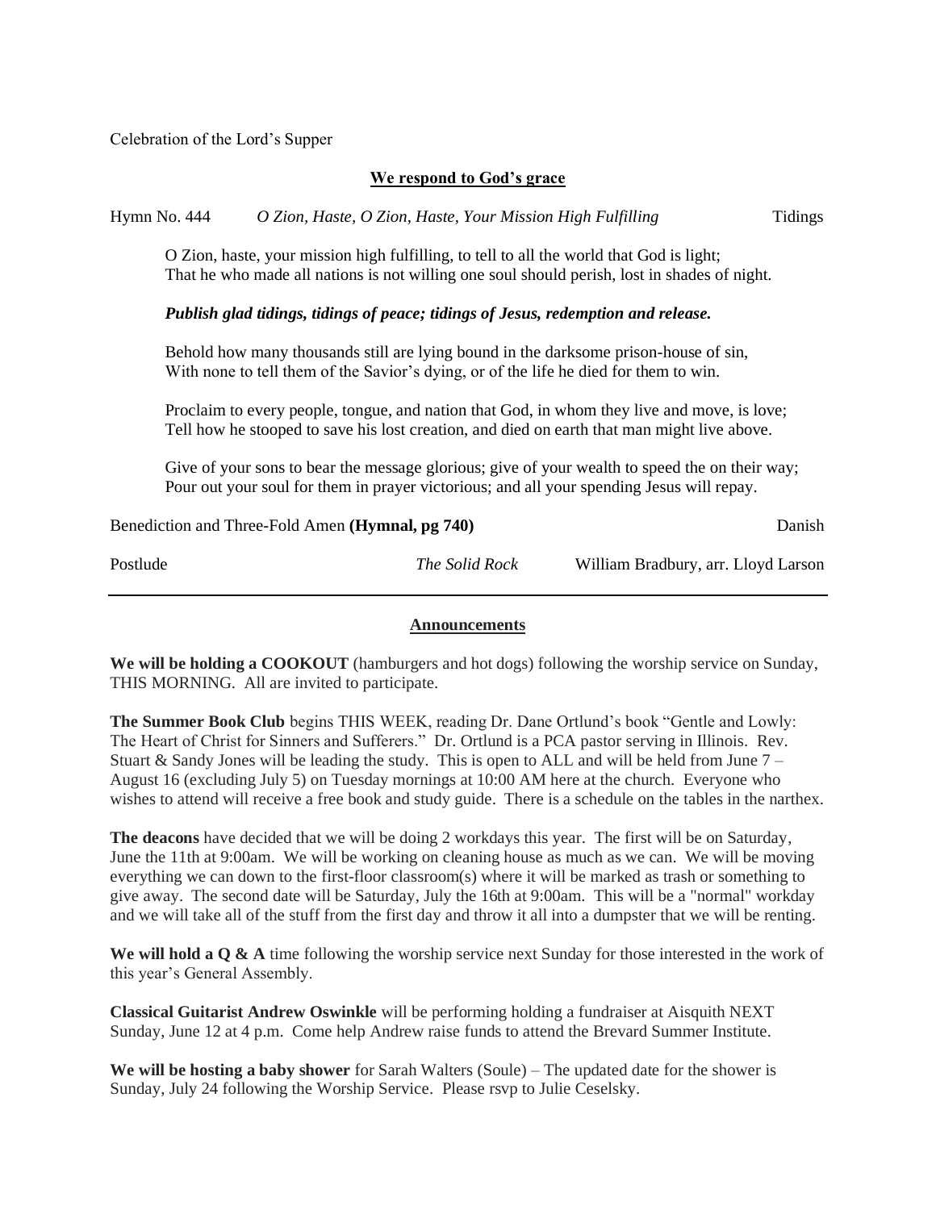Celebration of the Lord's Supper

**We respond to God's grace**

Hymn No. 444 *O Zion, Haste, O Zion, Haste, Your Mission High Fulfilling* Tidings

O Zion, haste, your mission high fulfilling, to tell to all the world that God is light;
That he who made all nations is not willing one soul should perish, lost in shades of night.

***Publish glad tidings, tidings of peace; tidings of Jesus, redemption and release.***

Behold how many thousands still are lying bound in the darksome prison-house of sin,
With none to tell them of the Savior's dying, or of the life he died for them to win.

Proclaim to every people, tongue, and nation that God, in whom they live and move, is love;
Tell how he stooped to save his lost creation, and died on earth that man might live above.

Give of your sons to bear the message glorious; give of your wealth to speed the on their way;
Pour out your soul for them in prayer victorious; and all your spending Jesus will repay.

Benediction and Three-Fold Amen **(Hymnal, pg 740)** Danish

Postlude *The Solid Rock* William Bradbury, arr. Lloyd Larson

---

**Announcements**

**We will be holding a COOKOUT** (hamburgers and hot dogs) following the worship service on Sunday, THIS MORNING. All are invited to participate.

**The Summer Book Club** begins THIS WEEK, reading Dr. Dane Ortlund's book "Gentle and Lowly: The Heart of Christ for Sinners and Sufferers." Dr. Ortlund is a PCA pastor serving in Illinois. Rev. Stuart & Sandy Jones will be leading the study. This is open to ALL and will be held from June 7 – August 16 (excluding July 5) on Tuesday mornings at 10:00 AM here at the church. Everyone who wishes to attend will receive a free book and study guide. There is a schedule on the tables in the narthex.

**The deacons** have decided that we will be doing 2 workdays this year. The first will be on Saturday, June the 11th at 9:00am. We will be working on cleaning house as much as we can. We will be moving everything we can down to the first-floor classroom(s) where it will be marked as trash or something to give away. The second date will be Saturday, July the 16th at 9:00am. This will be a "normal" workday and we will take all of the stuff from the first day and throw it all into a dumpster that we will be renting.

**We will hold a Q & A** time following the worship service next Sunday for those interested in the work of this year's General Assembly.

**Classical Guitarist Andrew Oswinkle** will be performing holding a fundraiser at Aisquith NEXT Sunday, June 12 at 4 p.m. Come help Andrew raise funds to attend the Brevard Summer Institute.

**We will be hosting a baby shower** for Sarah Walters (Soule) – The updated date for the shower is Sunday, July 24 following the Worship Service. Please rsvp to Julie Ceselsky.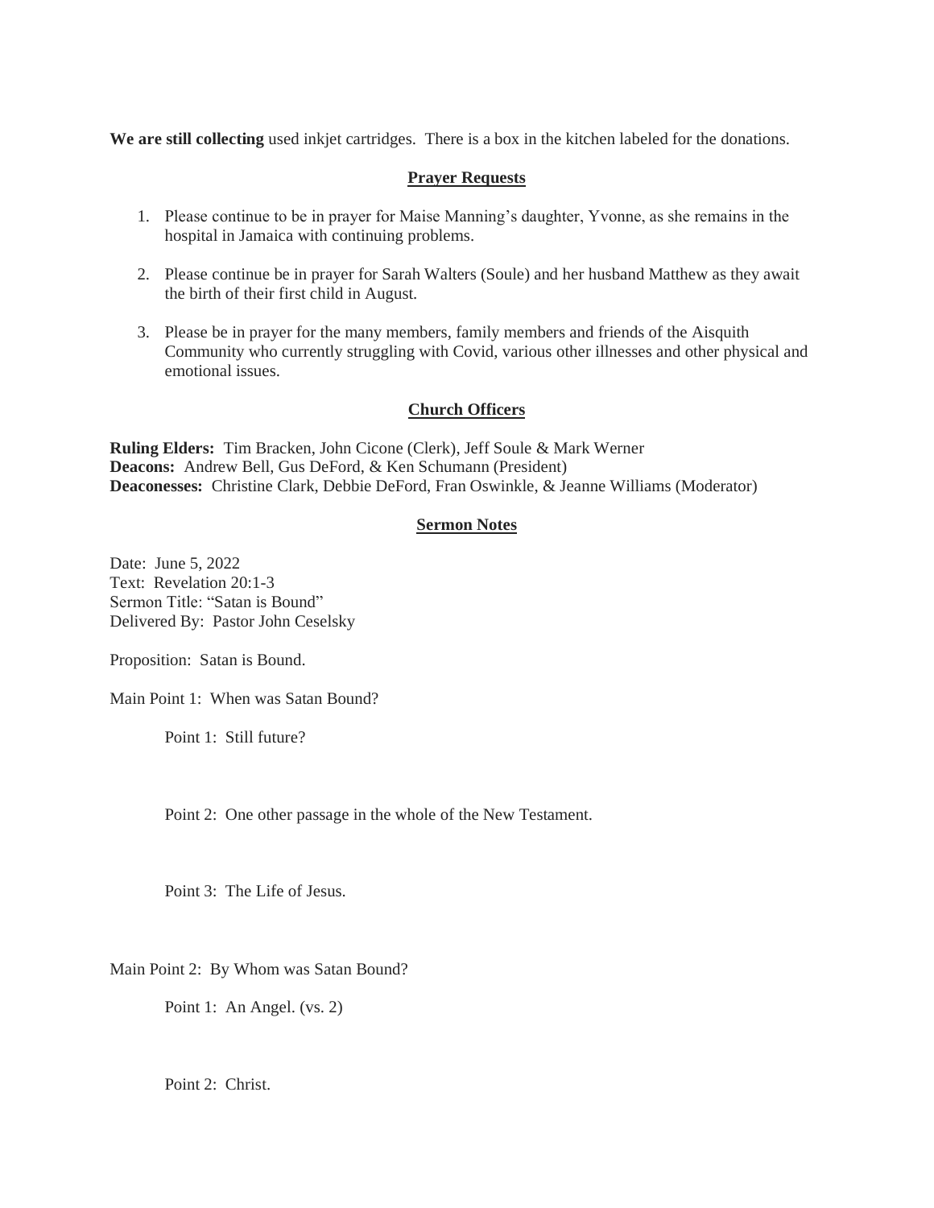**We are still collecting** used inkjet cartridges. There is a box in the kitchen labeled for the donations.

## Prayer Requests

1. Please continue to be in prayer for Maise Manning's daughter, Yvonne, as she remains in the hospital in Jamaica with continuing problems.

2. Please continue be in prayer for Sarah Walters (Soule) and her husband Matthew as they await the birth of their first child in August.

3. Please be in prayer for the many members, family members and friends of the Aisquith Community who currently struggling with Covid, various other illnesses and other physical and emotional issues.

## Church Officers

**Ruling Elders:** Tim Bracken, John Cicone (Clerk), Jeff Soule & Mark Werner
**Deacons:** Andrew Bell, Gus DeFord, & Ken Schumann (President)
**Deaconesses:** Christine Clark, Debbie DeFord, Fran Oswinkle, & Jeanne Williams (Moderator)

## Sermon Notes

Date: June 5, 2022
Text: Revelation 20:1-3
Sermon Title: "Satan is Bound"
Delivered By: Pastor John Ceselsky

Proposition: Satan is Bound.

Main Point 1: When was Satan Bound?

Point 1: Still future?

Point 2: One other passage in the whole of the New Testament.

Point 3: The Life of Jesus.

Main Point 2: By Whom was Satan Bound?

Point 1: An Angel. (vs. 2)

Point 2: Christ.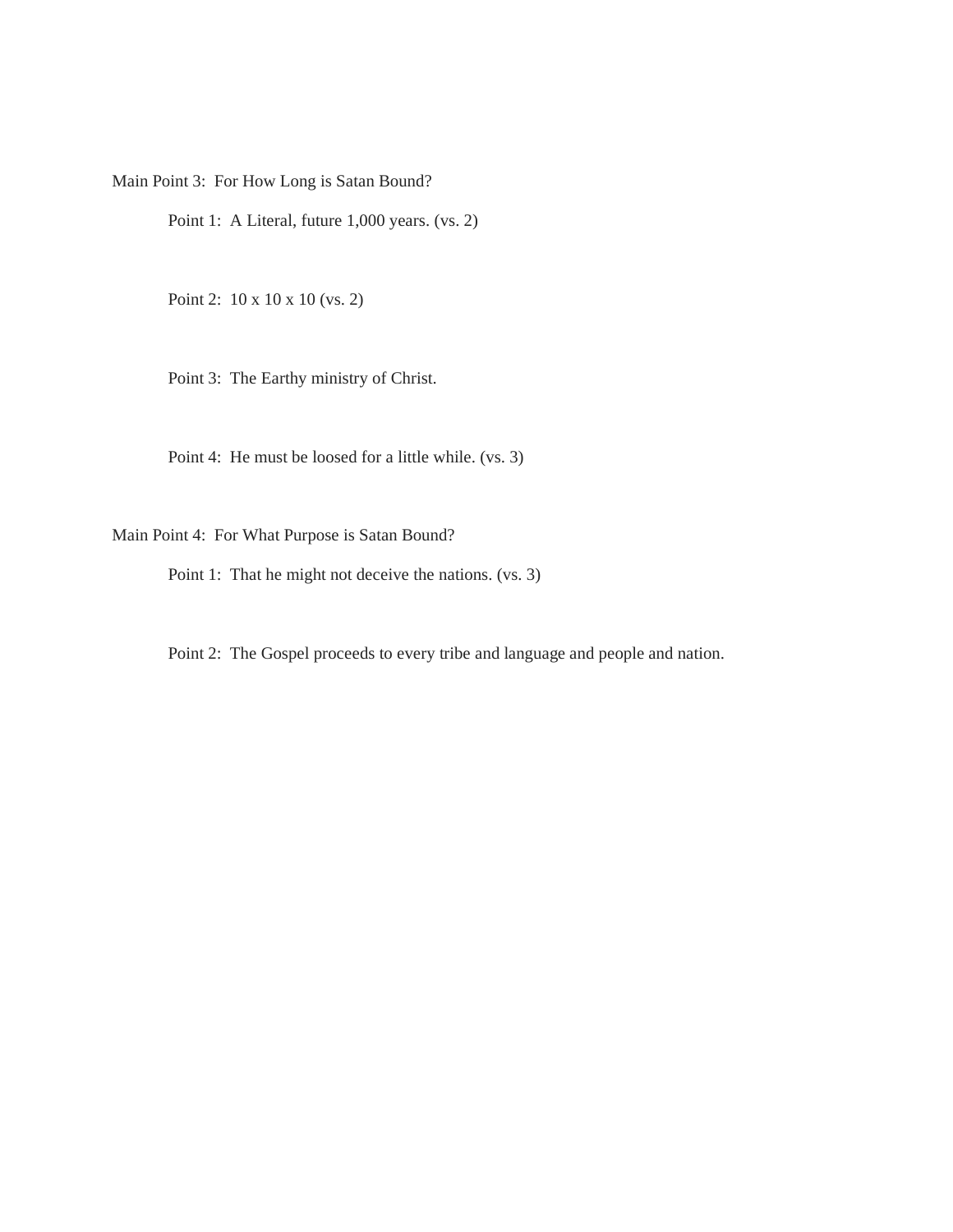Main Point 3: For How Long is Satan Bound?

- Point 1: A Literal, future 1,000 years. (vs. 2)

- Point 2: 10 x 10 x 10 (vs. 2)

- Point 3: The Earthy ministry of Christ.

- Point 4: He must be loosed for a little while. (vs. 3)

Main Point 4: For What Purpose is Satan Bound?

- Point 1: That he might not deceive the nations. (vs. 3)

- Point 2: The Gospel proceeds to every tribe and language and people and nation.